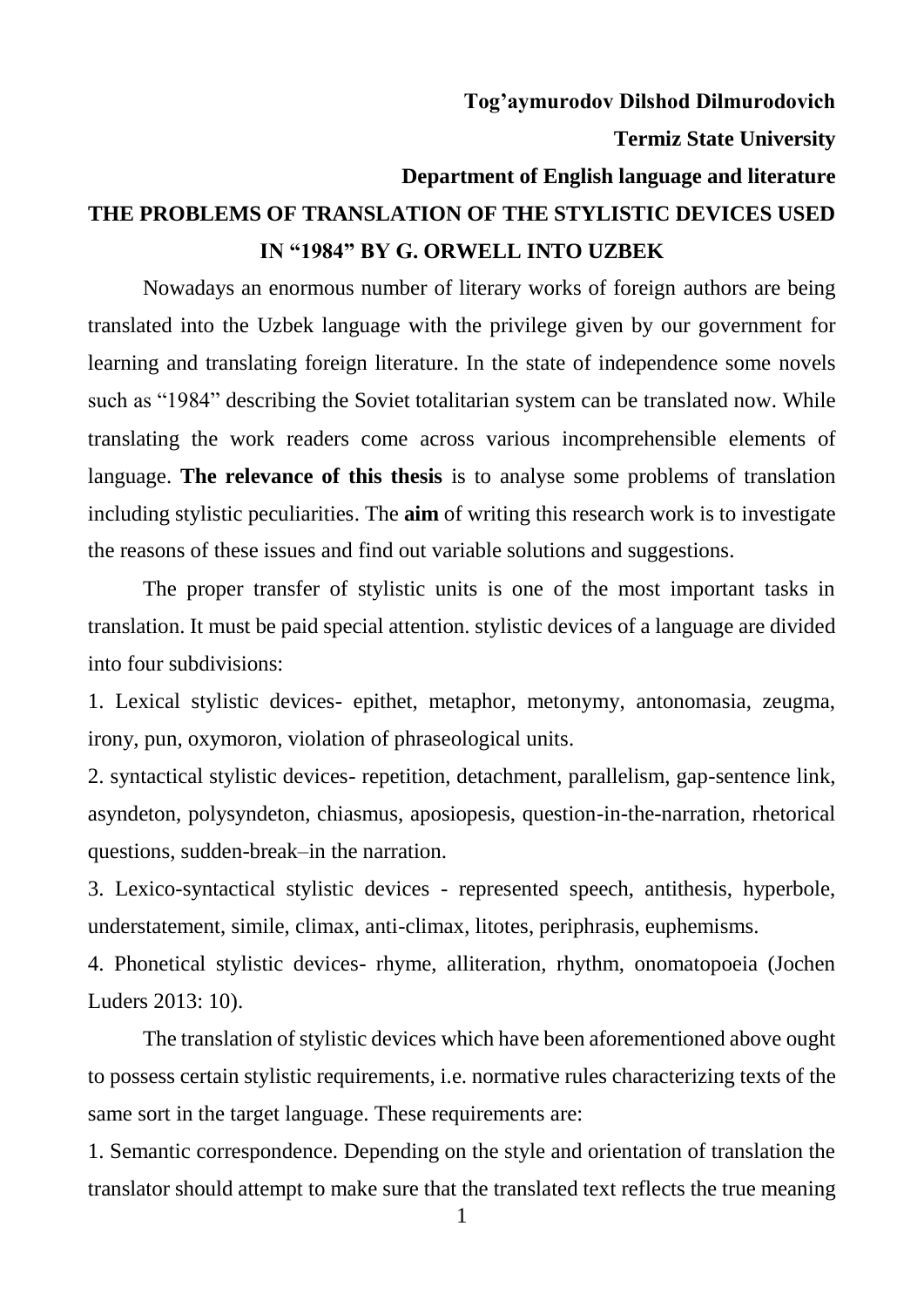**Tog'aymurodov Dilshod Dilmurodovich**

**Termiz State University**

**Department of English language and literature**

# THE PROBLEMS OF TRANSLATION OF THE STYLISTIC DEVICES USED IN "1984" BY G. ORWELL INTO UZBEK

Nowadays an enormous number of literary works of foreign authors are being translated into the Uzbek language with the privilege given by our government for learning and translating foreign literature. In the state of independence some novels such as "1984" describing the Soviet totalitarian system can be translated now. While translating the work readers come across various incomprehensible elements of language. **The relevance of this thesis** is to analyse some problems of translation including stylistic peculiarities. The **aim** of writing this research work is to investigate the reasons of these issues and find out variable solutions and suggestions.

The proper transfer of stylistic units is one of the most important tasks in translation. It must be paid special attention. stylistic devices of a language are divided into four subdivisions:

1. Lexical stylistic devices- epithet, metaphor, metonymy, antonomasia, zeugma, irony, pun, oxymoron, violation of phraseological units.
2. syntactical stylistic devices- repetition, detachment, parallelism, gap-sentence link, asyndeton, polysyndeton, chiasmus, aposiopesis, question-in-the-narration, rhetorical questions, sudden-break–in the narration.
3. Lexico-syntactical stylistic devices - represented speech, antithesis, hyperbole, understatement, simile, climax, anti-climax, litotes, periphrasis, euphemisms.
4. Phonetical stylistic devices- rhyme, alliteration, rhythm, onomatopoeia (Jochen Luders 2013: 10).

The translation of stylistic devices which have been aforementioned above ought to possess certain stylistic requirements, i.e. normative rules characterizing texts of the same sort in the target language. These requirements are:

1. Semantic correspondence. Depending on the style and orientation of translation the translator should attempt to make sure that the translated text reflects the true meaning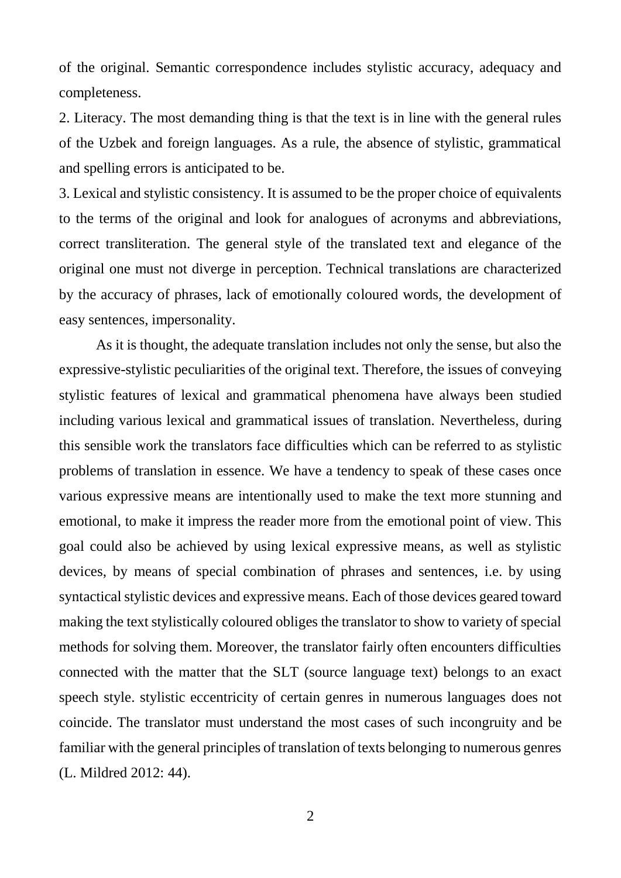of the original. Semantic correspondence includes stylistic accuracy, adequacy and completeness.

2. Literacy. The most demanding thing is that the text is in line with the general rules of the Uzbek and foreign languages. As a rule, the absence of stylistic, grammatical and spelling errors is anticipated to be.

3. Lexical and stylistic consistency. It is assumed to be the proper choice of equivalents to the terms of the original and look for analogues of acronyms and abbreviations, correct transliteration. The general style of the translated text and elegance of the original one must not diverge in perception. Technical translations are characterized by the accuracy of phrases, lack of emotionally coloured words, the development of easy sentences, impersonality.

As it is thought, the adequate translation includes not only the sense, but also the expressive-stylistic peculiarities of the original text. Therefore, the issues of conveying stylistic features of lexical and grammatical phenomena have always been studied including various lexical and grammatical issues of translation. Nevertheless, during this sensible work the translators face difficulties which can be referred to as stylistic problems of translation in essence. We have a tendency to speak of these cases once various expressive means are intentionally used to make the text more stunning and emotional, to make it impress the reader more from the emotional point of view. This goal could also be achieved by using lexical expressive means, as well as stylistic devices, by means of special combination of phrases and sentences, i.e. by using syntactical stylistic devices and expressive means. Each of those devices geared toward making the text stylistically coloured obliges the translator to show to variety of special methods for solving them. Moreover, the translator fairly often encounters difficulties connected with the matter that the SLT (source language text) belongs to an exact speech style. stylistic eccentricity of certain genres in numerous languages does not coincide. The translator must understand the most cases of such incongruity and be familiar with the general principles of translation of texts belonging to numerous genres (L. Mildred 2012: 44).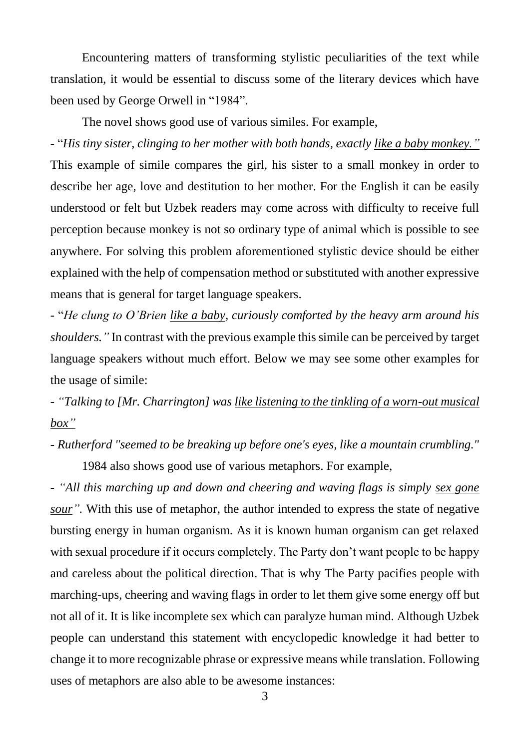Encountering matters of transforming stylistic peculiarities of the text while translation, it would be essential to discuss some of the literary devices which have been used by George Orwell in "1984".

The novel shows good use of various similes. For example,

- "*His tiny sister, clinging to her mother with both hands, exactly <u>like a baby monkey.</u>"* This example of simile compares the girl, his sister to a small monkey in order to describe her age, love and destitution to her mother. For the English it can be easily understood or felt but Uzbek readers may come across with difficulty to receive full perception because monkey is not so ordinary type of animal which is possible to see anywhere. For solving this problem aforementioned stylistic device should be either explained with the help of compensation method or substituted with another expressive means that is general for target language speakers.

- "*He clung to O'Brien <u>like a baby</u>, curiously comforted by the heavy arm around his shoulders."* In contrast with the previous example this simile can be perceived by target language speakers without much effort. Below we may see some other examples for the usage of simile:

- *"Talking to [Mr. Charrington] was <u>like listening to the tinkling of a worn-out musical box</u>"*

- *Rutherford "seemed to be breaking up before one's eyes, like a mountain crumbling."*

1984 also shows good use of various metaphors. For example,

- *"All this marching up and down and cheering and waving flags is simply <u>sex gone sour</u>".* With this use of metaphor, the author intended to express the state of negative bursting energy in human organism. As it is known human organism can get relaxed with sexual procedure if it occurs completely. The Party don't want people to be happy and careless about the political direction. That is why The Party pacifies people with marching-ups, cheering and waving flags in order to let them give some energy off but not all of it. It is like incomplete sex which can paralyze human mind. Although Uzbek people can understand this statement with encyclopedic knowledge it had better to change it to more recognizable phrase or expressive means while translation. Following uses of metaphors are also able to be awesome instances: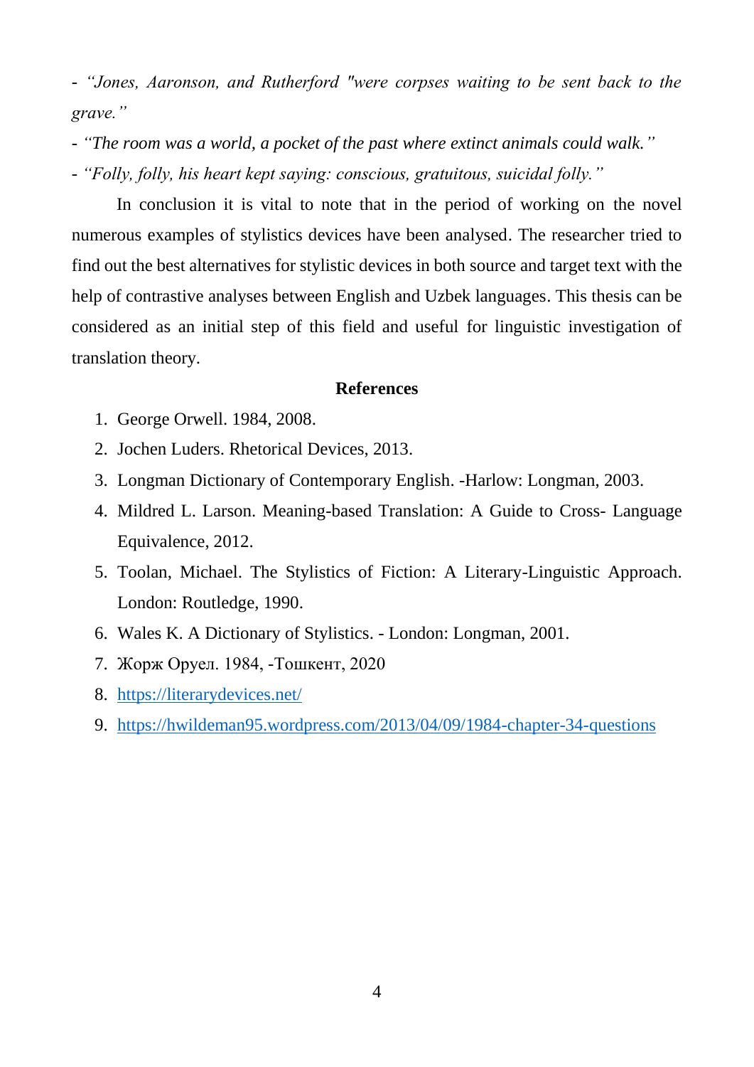- *"Jones, Aaronson, and Rutherford "were corpses waiting to be sent back to the grave."*
- *"The room was a world, a pocket of the past where extinct animals could walk."*
- *"Folly, folly, his heart kept saying: conscious, gratuitous, suicidal folly."*

In conclusion it is vital to note that in the period of working on the novel numerous examples of stylistics devices have been analysed. The researcher tried to find out the best alternatives for stylistic devices in both source and target text with the help of contrastive analyses between English and Uzbek languages. This thesis can be considered as an initial step of this field and useful for linguistic investigation of translation theory.

**References**

1. George Orwell. 1984, 2008.
2. Jochen Luders. Rhetorical Devices, 2013.
3. Longman Dictionary of Contemporary English. -Harlow: Longman, 2003.
4. Mildred L. Larson. Meaning-based Translation: A Guide to Cross- Language Equivalence, 2012.
5. Toolan, Michael. The Stylistics of Fiction: A Literary-Linguistic Approach. London: Routledge, 1990.
6. Wales K. A Dictionary of Stylistics. - London: Longman, 2001.
7. Жорж Оруел. 1984, -Тошкент, 2020
8. https://literarydevices.net/
9. https://hwildeman95.wordpress.com/2013/04/09/1984-chapter-34-questions